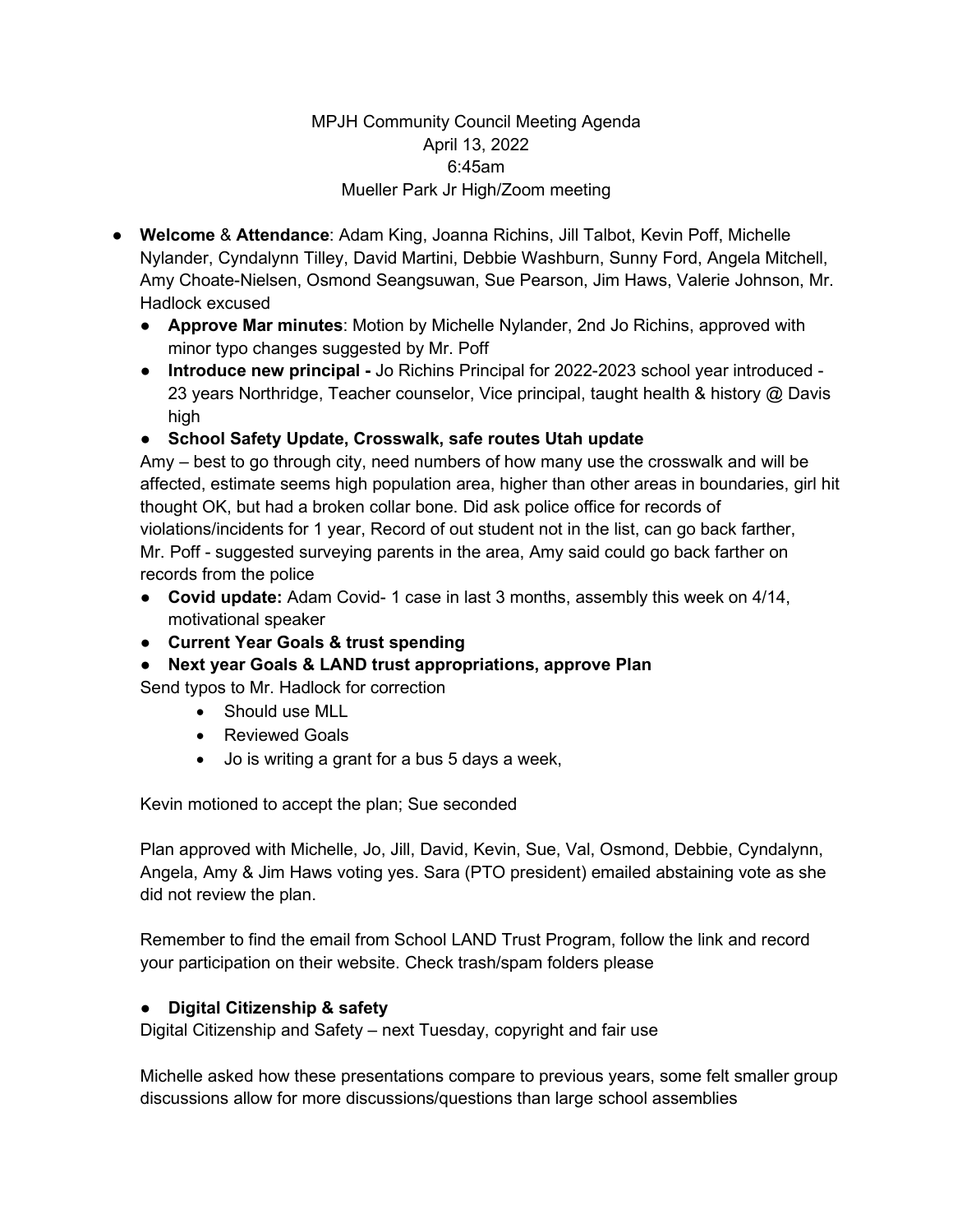MPJH Community Council Meeting Agenda
April 13, 2022
6:45am
Mueller Park Jr High/Zoom meeting

- **Welcome** & **Attendance**: Adam King, Joanna Richins, Jill Talbot, Kevin Poff, Michelle Nylander, Cyndalynn Tilley, David Martini, Debbie Washburn, Sunny Ford, Angela Mitchell, Amy Choate-Nielsen, Osmond Seangsuwan, Sue Pearson, Jim Haws, Valerie Johnson, Mr. Hadlock excused
  - **Approve Mar minutes**: Motion by Michelle Nylander, 2nd Jo Richins, approved with minor typo changes suggested by Mr. Poff
  - **Introduce new principal -** Jo Richins Principal for 2022-2023 school year introduced - 23 years Northridge, Teacher counselor, Vice principal, taught health & history @ Davis high
  - **School Safety Update, Crosswalk, safe routes Utah update**

  Amy – best to go through city, need numbers of how many use the crosswalk and will be affected, estimate seems high population area, higher than other areas in boundaries, girl hit thought OK, but had a broken collar bone. Did ask police office for records of violations/incidents for 1 year, Record of out student not in the list, can go back farther, Mr. Poff - suggested surveying parents in the area, Amy said could go back farther on records from the police
  - **Covid update:** Adam Covid- 1 case in last 3 months, assembly this week on 4/14, motivational speaker
  - **Current Year Goals & trust spending**
  - **Next year Goals & LAND trust appropriations, approve Plan**

  Send typos to Mr. Hadlock for correction
    - Should use MLL
    - Reviewed Goals
    - Jo is writing a grant for a bus 5 days a week,

  Kevin motioned to accept the plan; Sue seconded

  Plan approved with Michelle, Jo, Jill, David, Kevin, Sue, Val, Osmond, Debbie, Cyndalynn, Angela, Amy & Jim Haws voting yes. Sara (PTO president) emailed abstaining vote as she did not review the plan.

  Remember to find the email from School LAND Trust Program, follow the link and record your participation on their website. Check trash/spam folders please

  - **Digital Citizenship & safety**

  Digital Citizenship and Safety – next Tuesday, copyright and fair use

  Michelle asked how these presentations compare to previous years, some felt smaller group discussions allow for more discussions/questions than large school assemblies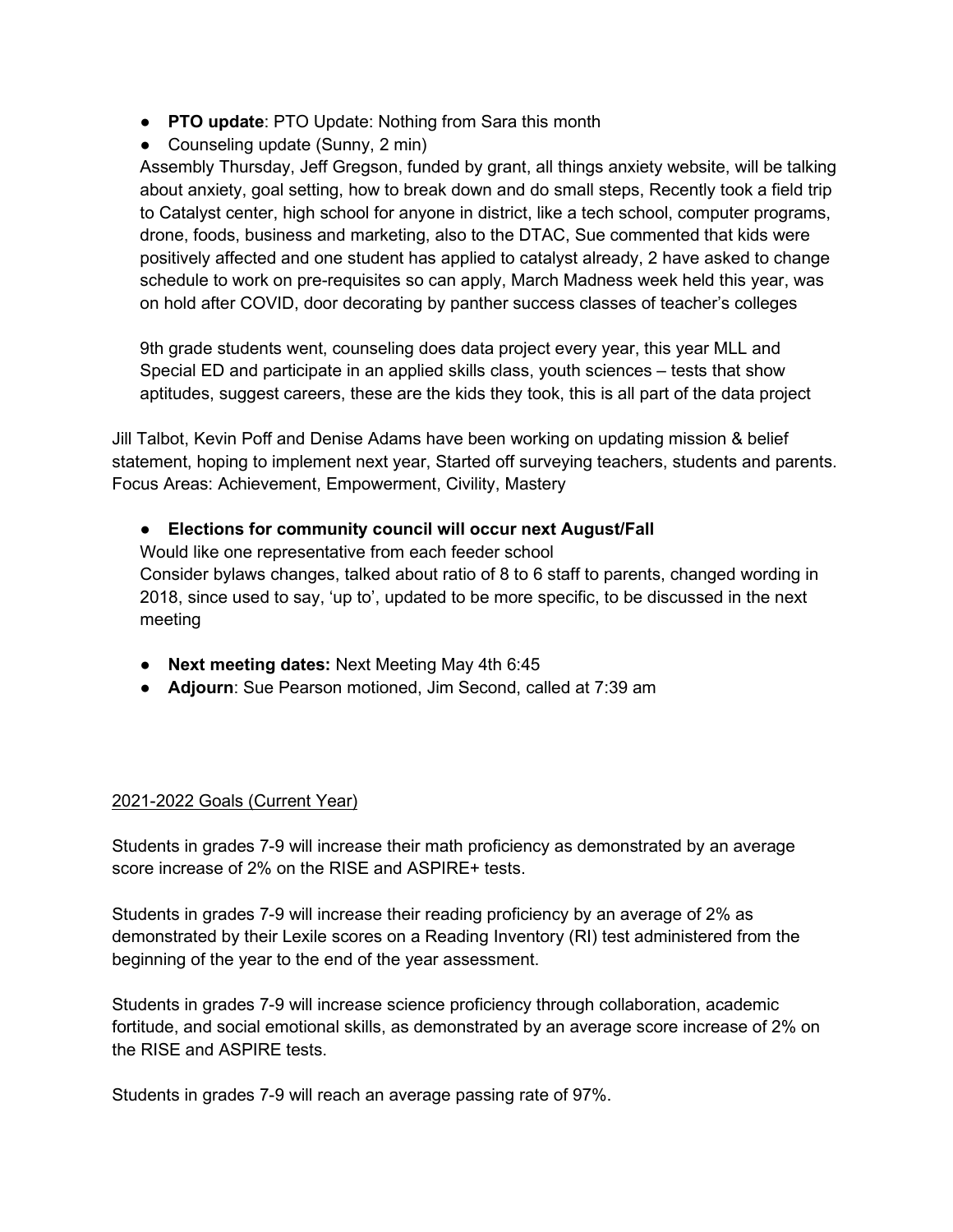- **PTO update**: PTO Update: Nothing from Sara this month
- Counseling update (Sunny, 2 min)

  Assembly Thursday, Jeff Gregson, funded by grant, all things anxiety website, will be talking about anxiety, goal setting, how to break down and do small steps, Recently took a field trip to Catalyst center, high school for anyone in district, like a tech school, computer programs, drone, foods, business and marketing, also to the DTAC, Sue commented that kids were positively affected and one student has applied to catalyst already, 2 have asked to change schedule to work on pre-requisites so can apply, March Madness week held this year, was on hold after COVID, door decorating by panther success classes of teacher's colleges

  9th grade students went, counseling does data project every year, this year MLL and Special ED and participate in an applied skills class, youth sciences – tests that show aptitudes, suggest careers, these are the kids they took, this is all part of the data project

Jill Talbot, Kevin Poff and Denise Adams have been working on updating mission & belief statement, hoping to implement next year, Started off surveying teachers, students and parents. Focus Areas: Achievement, Empowerment, Civility, Mastery

- **Elections for community council will occur next August/Fall**

  Would like one representative from each feeder school

  Consider bylaws changes, talked about ratio of 8 to 6 staff to parents, changed wording in 2018, since used to say, 'up to', updated to be more specific, to be discussed in the next meeting

- **Next meeting dates:** Next Meeting May 4th 6:45
- **Adjourn**: Sue Pearson motioned, Jim Second, called at 7:39 am

<u>2021-2022 Goals (Current Year)</u>

Students in grades 7-9 will increase their math proficiency as demonstrated by an average score increase of 2% on the RISE and ASPIRE+ tests.

Students in grades 7-9 will increase their reading proficiency by an average of 2% as demonstrated by their Lexile scores on a Reading Inventory (RI) test administered from the beginning of the year to the end of the year assessment.

Students in grades 7-9 will increase science proficiency through collaboration, academic fortitude, and social emotional skills, as demonstrated by an average score increase of 2% on the RISE and ASPIRE tests.

Students in grades 7-9 will reach an average passing rate of 97%.